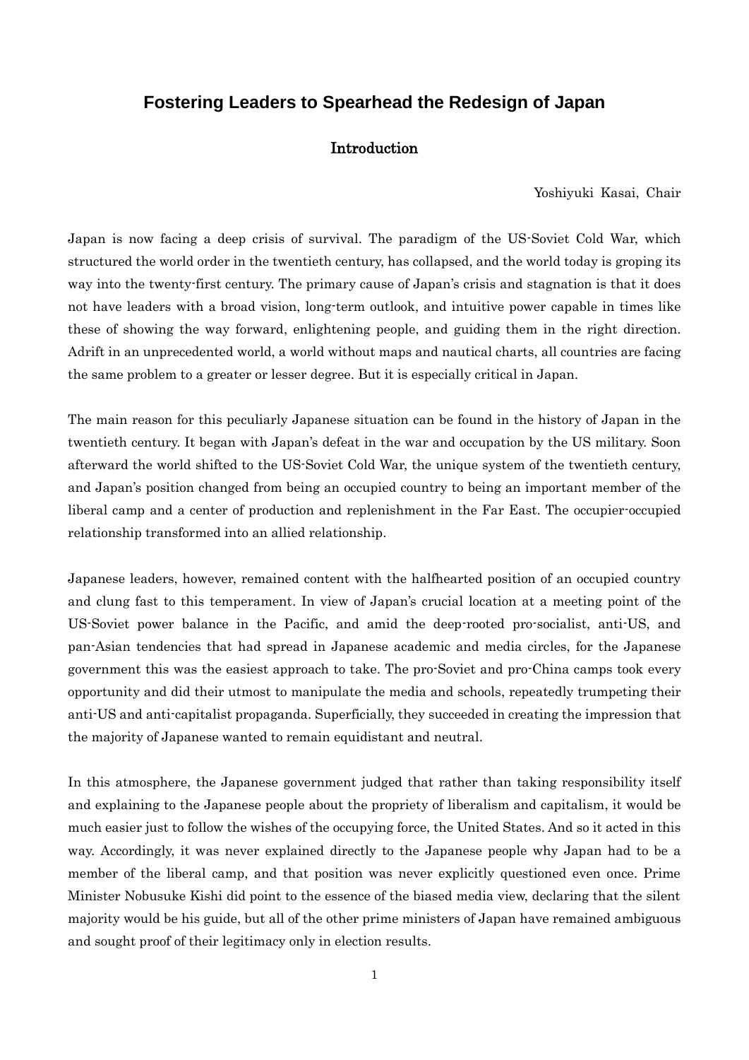# Fostering Leaders to Spearhead the Redesign of Japan

## Introduction

Yoshiyuki Kasai, Chair

Japan is now facing a deep crisis of survival. The paradigm of the US-Soviet Cold War, which structured the world order in the twentieth century, has collapsed, and the world today is groping its way into the twenty-first century. The primary cause of Japan's crisis and stagnation is that it does not have leaders with a broad vision, long-term outlook, and intuitive power capable in times like these of showing the way forward, enlightening people, and guiding them in the right direction. Adrift in an unprecedented world, a world without maps and nautical charts, all countries are facing the same problem to a greater or lesser degree. But it is especially critical in Japan.

The main reason for this peculiarly Japanese situation can be found in the history of Japan in the twentieth century. It began with Japan's defeat in the war and occupation by the US military. Soon afterward the world shifted to the US-Soviet Cold War, the unique system of the twentieth century, and Japan's position changed from being an occupied country to being an important member of the liberal camp and a center of production and replenishment in the Far East. The occupier-occupied relationship transformed into an allied relationship.

Japanese leaders, however, remained content with the halfhearted position of an occupied country and clung fast to this temperament. In view of Japan's crucial location at a meeting point of the US-Soviet power balance in the Pacific, and amid the deep-rooted pro-socialist, anti-US, and pan-Asian tendencies that had spread in Japanese academic and media circles, for the Japanese government this was the easiest approach to take. The pro-Soviet and pro-China camps took every opportunity and did their utmost to manipulate the media and schools, repeatedly trumpeting their anti-US and anti-capitalist propaganda. Superficially, they succeeded in creating the impression that the majority of Japanese wanted to remain equidistant and neutral.

In this atmosphere, the Japanese government judged that rather than taking responsibility itself and explaining to the Japanese people about the propriety of liberalism and capitalism, it would be much easier just to follow the wishes of the occupying force, the United States. And so it acted in this way. Accordingly, it was never explained directly to the Japanese people why Japan had to be a member of the liberal camp, and that position was never explicitly questioned even once. Prime Minister Nobusuke Kishi did point to the essence of the biased media view, declaring that the silent majority would be his guide, but all of the other prime ministers of Japan have remained ambiguous and sought proof of their legitimacy only in election results.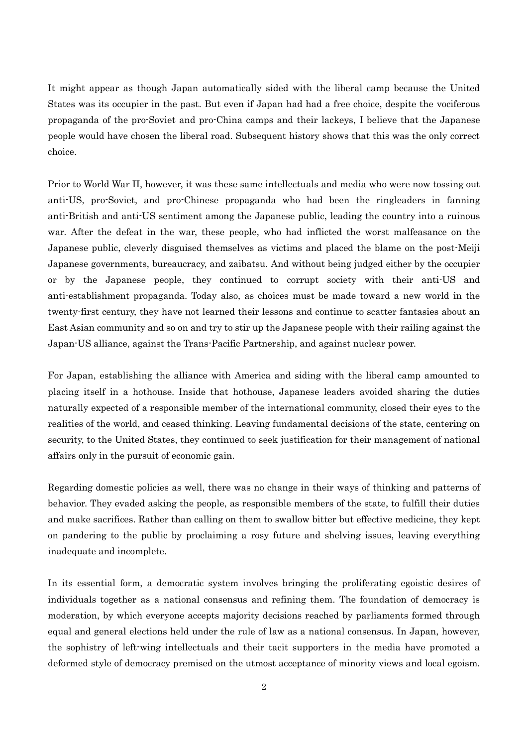It might appear as though Japan automatically sided with the liberal camp because the United States was its occupier in the past. But even if Japan had had a free choice, despite the vociferous propaganda of the pro-Soviet and pro-China camps and their lackeys, I believe that the Japanese people would have chosen the liberal road. Subsequent history shows that this was the only correct choice.

Prior to World War II, however, it was these same intellectuals and media who were now tossing out anti-US, pro-Soviet, and pro-Chinese propaganda who had been the ringleaders in fanning anti-British and anti-US sentiment among the Japanese public, leading the country into a ruinous war. After the defeat in the war, these people, who had inflicted the worst malfeasance on the Japanese public, cleverly disguised themselves as victims and placed the blame on the post-Meiji Japanese governments, bureaucracy, and zaibatsu. And without being judged either by the occupier or by the Japanese people, they continued to corrupt society with their anti-US and anti-establishment propaganda. Today also, as choices must be made toward a new world in the twenty-first century, they have not learned their lessons and continue to scatter fantasies about an East Asian community and so on and try to stir up the Japanese people with their railing against the Japan-US alliance, against the Trans-Pacific Partnership, and against nuclear power.

For Japan, establishing the alliance with America and siding with the liberal camp amounted to placing itself in a hothouse. Inside that hothouse, Japanese leaders avoided sharing the duties naturally expected of a responsible member of the international community, closed their eyes to the realities of the world, and ceased thinking. Leaving fundamental decisions of the state, centering on security, to the United States, they continued to seek justification for their management of national affairs only in the pursuit of economic gain.

Regarding domestic policies as well, there was no change in their ways of thinking and patterns of behavior. They evaded asking the people, as responsible members of the state, to fulfill their duties and make sacrifices. Rather than calling on them to swallow bitter but effective medicine, they kept on pandering to the public by proclaiming a rosy future and shelving issues, leaving everything inadequate and incomplete.

In its essential form, a democratic system involves bringing the proliferating egoistic desires of individuals together as a national consensus and refining them. The foundation of democracy is moderation, by which everyone accepts majority decisions reached by parliaments formed through equal and general elections held under the rule of law as a national consensus. In Japan, however, the sophistry of left-wing intellectuals and their tacit supporters in the media have promoted a deformed style of democracy premised on the utmost acceptance of minority views and local egoism.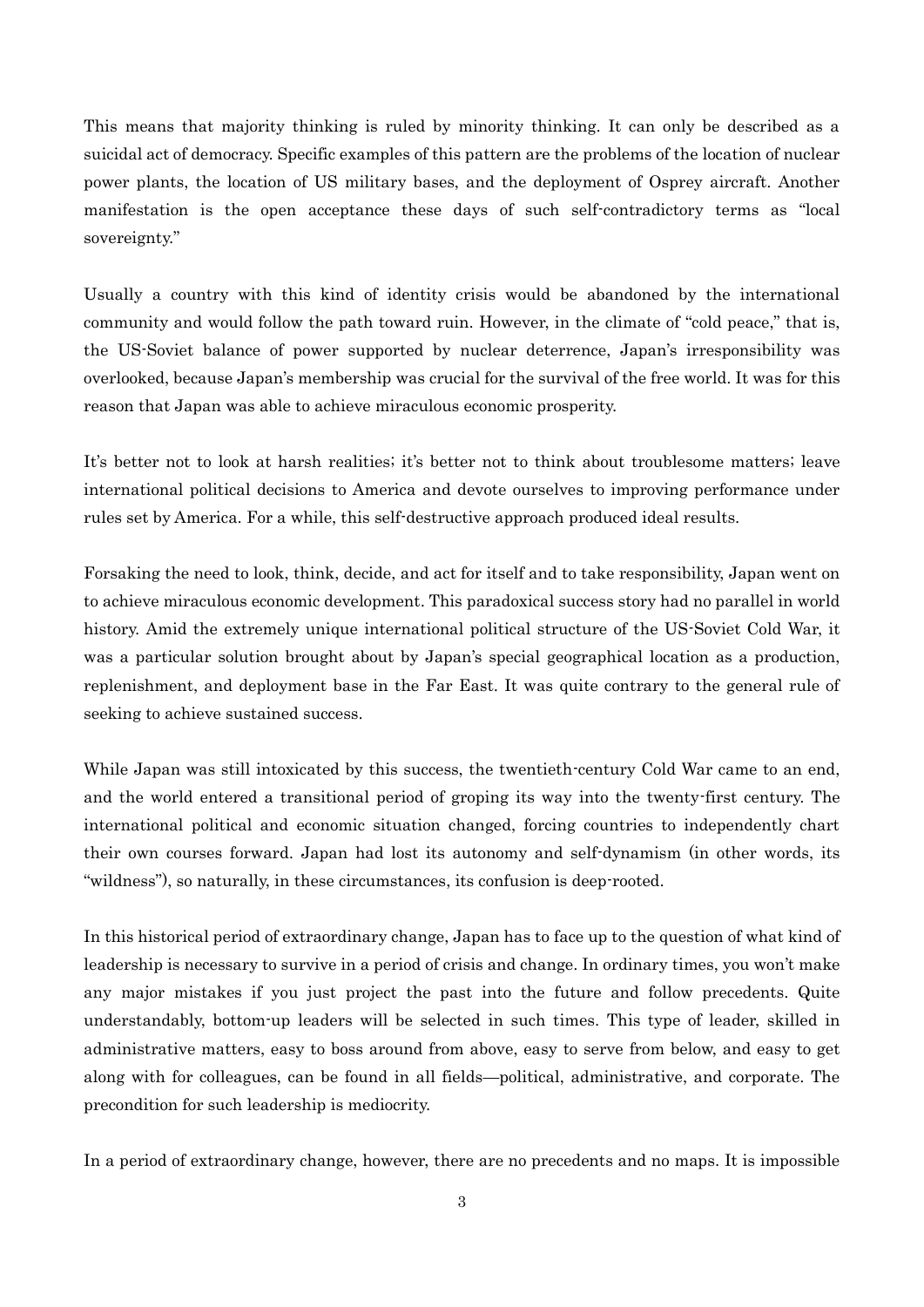This means that majority thinking is ruled by minority thinking. It can only be described as a suicidal act of democracy. Specific examples of this pattern are the problems of the location of nuclear power plants, the location of US military bases, and the deployment of Osprey aircraft. Another manifestation is the open acceptance these days of such self-contradictory terms as "local sovereignty."

Usually a country with this kind of identity crisis would be abandoned by the international community and would follow the path toward ruin. However, in the climate of "cold peace," that is, the US-Soviet balance of power supported by nuclear deterrence, Japan's irresponsibility was overlooked, because Japan's membership was crucial for the survival of the free world. It was for this reason that Japan was able to achieve miraculous economic prosperity.

It's better not to look at harsh realities; it's better not to think about troublesome matters; leave international political decisions to America and devote ourselves to improving performance under rules set by America. For a while, this self-destructive approach produced ideal results.

Forsaking the need to look, think, decide, and act for itself and to take responsibility, Japan went on to achieve miraculous economic development. This paradoxical success story had no parallel in world history. Amid the extremely unique international political structure of the US-Soviet Cold War, it was a particular solution brought about by Japan's special geographical location as a production, replenishment, and deployment base in the Far East. It was quite contrary to the general rule of seeking to achieve sustained success.

While Japan was still intoxicated by this success, the twentieth-century Cold War came to an end, and the world entered a transitional period of groping its way into the twenty-first century. The international political and economic situation changed, forcing countries to independently chart their own courses forward. Japan had lost its autonomy and self-dynamism (in other words, its "wildness"), so naturally, in these circumstances, its confusion is deep-rooted.

In this historical period of extraordinary change, Japan has to face up to the question of what kind of leadership is necessary to survive in a period of crisis and change. In ordinary times, you won't make any major mistakes if you just project the past into the future and follow precedents. Quite understandably, bottom-up leaders will be selected in such times. This type of leader, skilled in administrative matters, easy to boss around from above, easy to serve from below, and easy to get along with for colleagues, can be found in all fields—political, administrative, and corporate. The precondition for such leadership is mediocrity.

In a period of extraordinary change, however, there are no precedents and no maps. It is impossible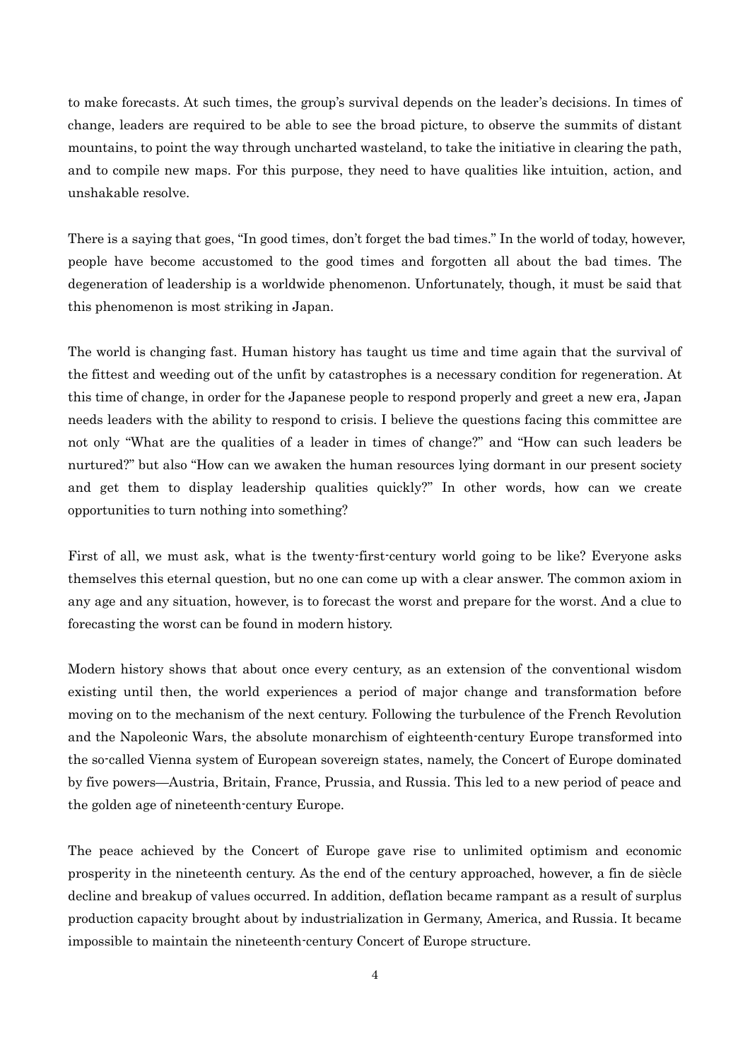to make forecasts. At such times, the group's survival depends on the leader's decisions. In times of change, leaders are required to be able to see the broad picture, to observe the summits of distant mountains, to point the way through uncharted wasteland, to take the initiative in clearing the path, and to compile new maps. For this purpose, they need to have qualities like intuition, action, and unshakable resolve.

There is a saying that goes, "In good times, don't forget the bad times." In the world of today, however, people have become accustomed to the good times and forgotten all about the bad times. The degeneration of leadership is a worldwide phenomenon. Unfortunately, though, it must be said that this phenomenon is most striking in Japan.

The world is changing fast. Human history has taught us time and time again that the survival of the fittest and weeding out of the unfit by catastrophes is a necessary condition for regeneration. At this time of change, in order for the Japanese people to respond properly and greet a new era, Japan needs leaders with the ability to respond to crisis. I believe the questions facing this committee are not only "What are the qualities of a leader in times of change?" and "How can such leaders be nurtured?" but also "How can we awaken the human resources lying dormant in our present society and get them to display leadership qualities quickly?" In other words, how can we create opportunities to turn nothing into something?

First of all, we must ask, what is the twenty-first-century world going to be like? Everyone asks themselves this eternal question, but no one can come up with a clear answer. The common axiom in any age and any situation, however, is to forecast the worst and prepare for the worst. And a clue to forecasting the worst can be found in modern history.

Modern history shows that about once every century, as an extension of the conventional wisdom existing until then, the world experiences a period of major change and transformation before moving on to the mechanism of the next century. Following the turbulence of the French Revolution and the Napoleonic Wars, the absolute monarchism of eighteenth-century Europe transformed into the so-called Vienna system of European sovereign states, namely, the Concert of Europe dominated by five powers—Austria, Britain, France, Prussia, and Russia. This led to a new period of peace and the golden age of nineteenth-century Europe.

The peace achieved by the Concert of Europe gave rise to unlimited optimism and economic prosperity in the nineteenth century. As the end of the century approached, however, a fin de siècle decline and breakup of values occurred. In addition, deflation became rampant as a result of surplus production capacity brought about by industrialization in Germany, America, and Russia. It became impossible to maintain the nineteenth-century Concert of Europe structure.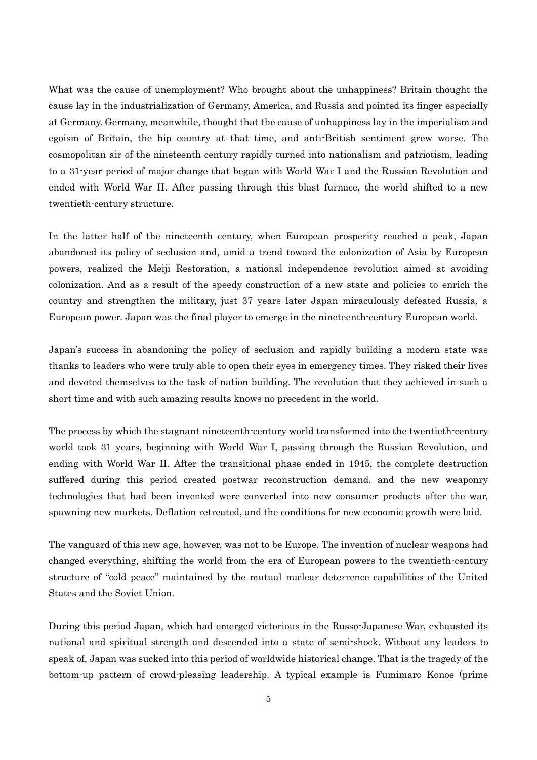What was the cause of unemployment? Who brought about the unhappiness? Britain thought the cause lay in the industrialization of Germany, America, and Russia and pointed its finger especially at Germany. Germany, meanwhile, thought that the cause of unhappiness lay in the imperialism and egoism of Britain, the hip country at that time, and anti-British sentiment grew worse. The cosmopolitan air of the nineteenth century rapidly turned into nationalism and patriotism, leading to a 31-year period of major change that began with World War I and the Russian Revolution and ended with World War II. After passing through this blast furnace, the world shifted to a new twentieth-century structure.

In the latter half of the nineteenth century, when European prosperity reached a peak, Japan abandoned its policy of seclusion and, amid a trend toward the colonization of Asia by European powers, realized the Meiji Restoration, a national independence revolution aimed at avoiding colonization. And as a result of the speedy construction of a new state and policies to enrich the country and strengthen the military, just 37 years later Japan miraculously defeated Russia, a European power. Japan was the final player to emerge in the nineteenth-century European world.

Japan's success in abandoning the policy of seclusion and rapidly building a modern state was thanks to leaders who were truly able to open their eyes in emergency times. They risked their lives and devoted themselves to the task of nation building. The revolution that they achieved in such a short time and with such amazing results knows no precedent in the world.

The process by which the stagnant nineteenth-century world transformed into the twentieth-century world took 31 years, beginning with World War I, passing through the Russian Revolution, and ending with World War II. After the transitional phase ended in 1945, the complete destruction suffered during this period created postwar reconstruction demand, and the new weaponry technologies that had been invented were converted into new consumer products after the war, spawning new markets. Deflation retreated, and the conditions for new economic growth were laid.

The vanguard of this new age, however, was not to be Europe. The invention of nuclear weapons had changed everything, shifting the world from the era of European powers to the twentieth-century structure of "cold peace" maintained by the mutual nuclear deterrence capabilities of the United States and the Soviet Union.

During this period Japan, which had emerged victorious in the Russo-Japanese War, exhausted its national and spiritual strength and descended into a state of semi-shock. Without any leaders to speak of, Japan was sucked into this period of worldwide historical change. That is the tragedy of the bottom-up pattern of crowd-pleasing leadership. A typical example is Fumimaro Konoe (prime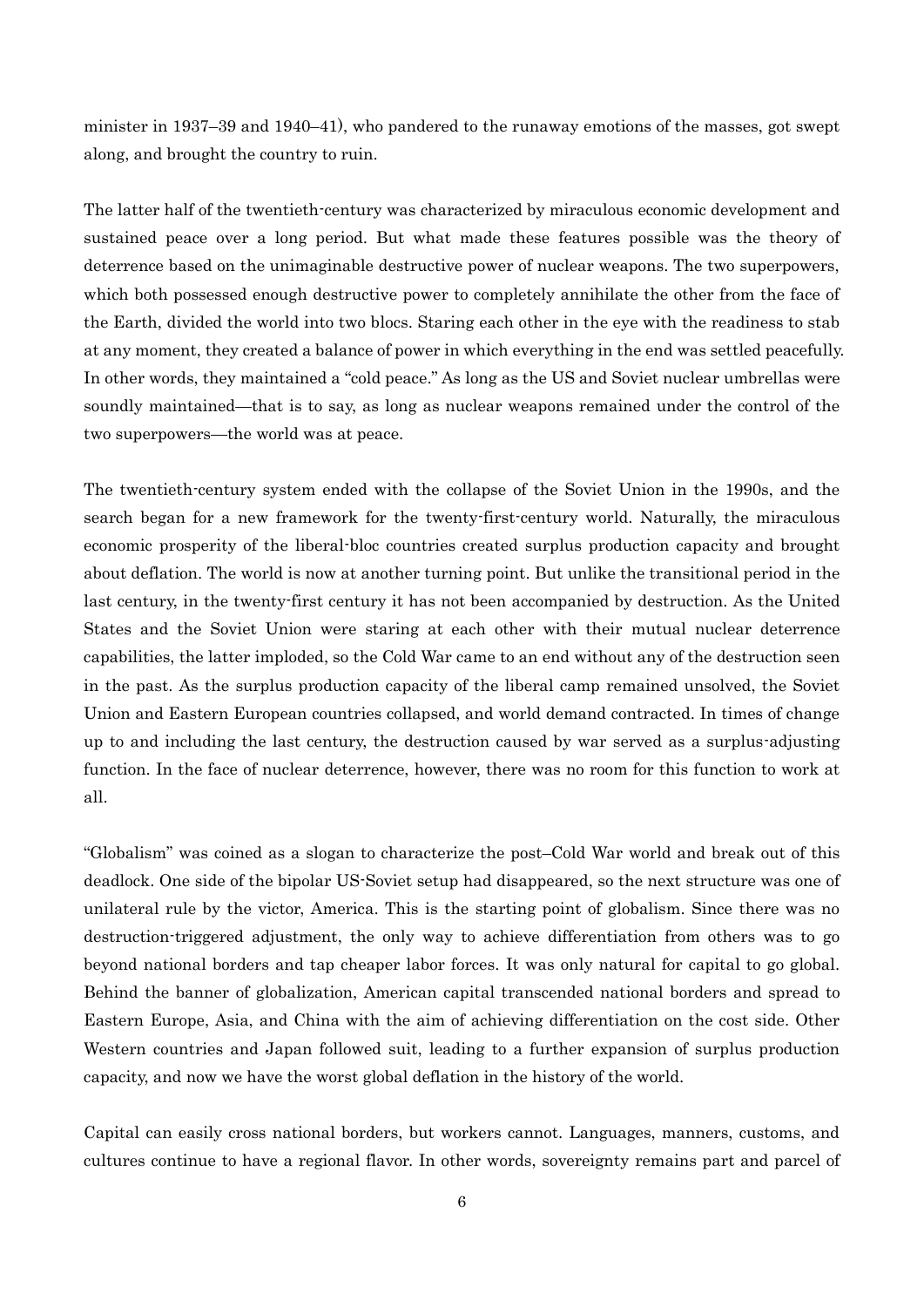minister in 1937–39 and 1940–41), who pandered to the runaway emotions of the masses, got swept along, and brought the country to ruin.

The latter half of the twentieth-century was characterized by miraculous economic development and sustained peace over a long period. But what made these features possible was the theory of deterrence based on the unimaginable destructive power of nuclear weapons. The two superpowers, which both possessed enough destructive power to completely annihilate the other from the face of the Earth, divided the world into two blocs. Staring each other in the eye with the readiness to stab at any moment, they created a balance of power in which everything in the end was settled peacefully. In other words, they maintained a "cold peace." As long as the US and Soviet nuclear umbrellas were soundly maintained—that is to say, as long as nuclear weapons remained under the control of the two superpowers—the world was at peace.

The twentieth-century system ended with the collapse of the Soviet Union in the 1990s, and the search began for a new framework for the twenty-first-century world. Naturally, the miraculous economic prosperity of the liberal-bloc countries created surplus production capacity and brought about deflation. The world is now at another turning point. But unlike the transitional period in the last century, in the twenty-first century it has not been accompanied by destruction. As the United States and the Soviet Union were staring at each other with their mutual nuclear deterrence capabilities, the latter imploded, so the Cold War came to an end without any of the destruction seen in the past. As the surplus production capacity of the liberal camp remained unsolved, the Soviet Union and Eastern European countries collapsed, and world demand contracted. In times of change up to and including the last century, the destruction caused by war served as a surplus-adjusting function. In the face of nuclear deterrence, however, there was no room for this function to work at all.

"Globalism" was coined as a slogan to characterize the post–Cold War world and break out of this deadlock. One side of the bipolar US-Soviet setup had disappeared, so the next structure was one of unilateral rule by the victor, America. This is the starting point of globalism. Since there was no destruction-triggered adjustment, the only way to achieve differentiation from others was to go beyond national borders and tap cheaper labor forces. It was only natural for capital to go global. Behind the banner of globalization, American capital transcended national borders and spread to Eastern Europe, Asia, and China with the aim of achieving differentiation on the cost side. Other Western countries and Japan followed suit, leading to a further expansion of surplus production capacity, and now we have the worst global deflation in the history of the world.

Capital can easily cross national borders, but workers cannot. Languages, manners, customs, and cultures continue to have a regional flavor. In other words, sovereignty remains part and parcel of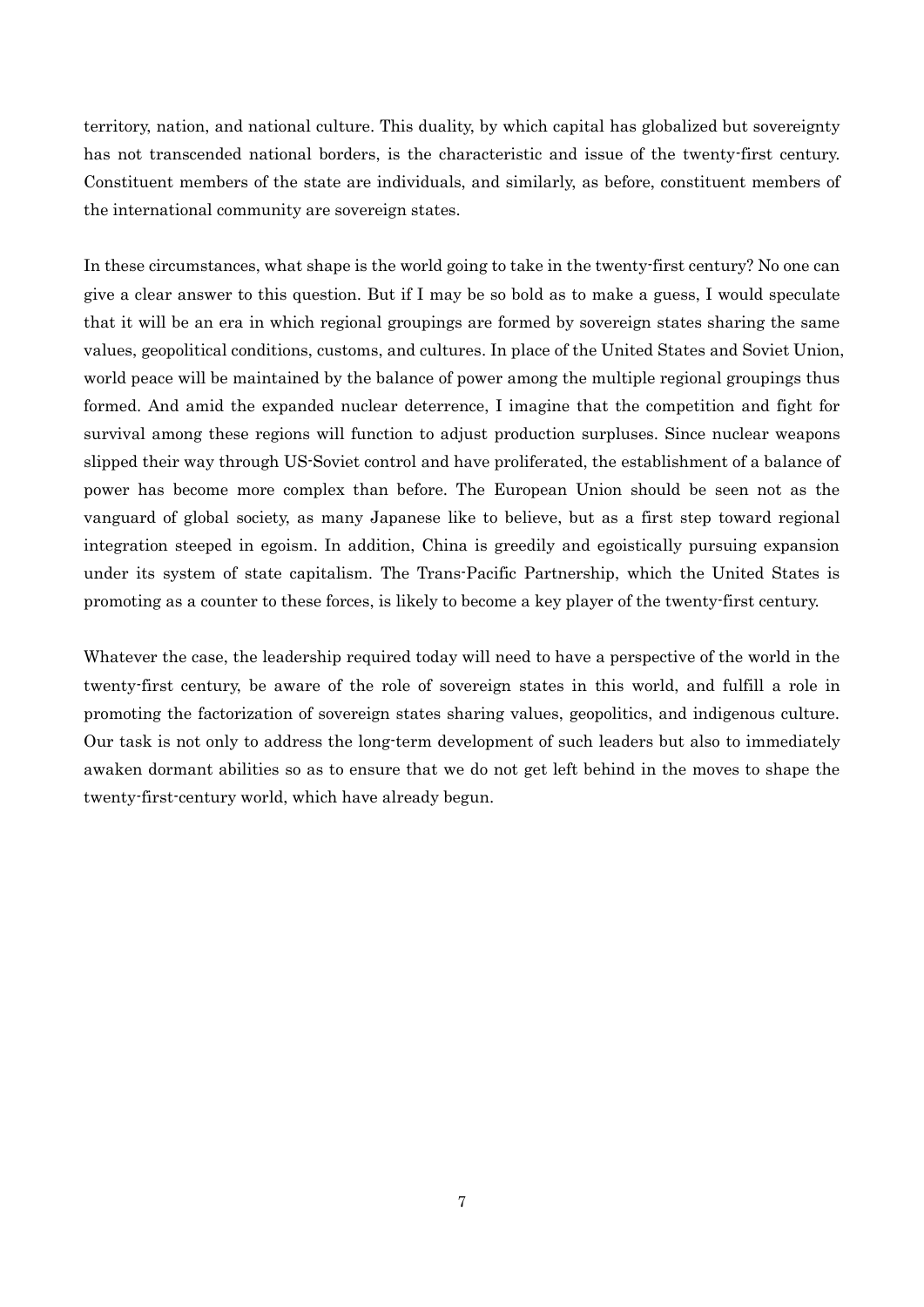territory, nation, and national culture. This duality, by which capital has globalized but sovereignty has not transcended national borders, is the characteristic and issue of the twenty-first century. Constituent members of the state are individuals, and similarly, as before, constituent members of the international community are sovereign states.

In these circumstances, what shape is the world going to take in the twenty-first century? No one can give a clear answer to this question. But if I may be so bold as to make a guess, I would speculate that it will be an era in which regional groupings are formed by sovereign states sharing the same values, geopolitical conditions, customs, and cultures. In place of the United States and Soviet Union, world peace will be maintained by the balance of power among the multiple regional groupings thus formed. And amid the expanded nuclear deterrence, I imagine that the competition and fight for survival among these regions will function to adjust production surpluses. Since nuclear weapons slipped their way through US-Soviet control and have proliferated, the establishment of a balance of power has become more complex than before. The European Union should be seen not as the vanguard of global society, as many Japanese like to believe, but as a first step toward regional integration steeped in egoism. In addition, China is greedily and egoistically pursuing expansion under its system of state capitalism. The Trans-Pacific Partnership, which the United States is promoting as a counter to these forces, is likely to become a key player of the twenty-first century.

Whatever the case, the leadership required today will need to have a perspective of the world in the twenty-first century, be aware of the role of sovereign states in this world, and fulfill a role in promoting the factorization of sovereign states sharing values, geopolitics, and indigenous culture. Our task is not only to address the long-term development of such leaders but also to immediately awaken dormant abilities so as to ensure that we do not get left behind in the moves to shape the twenty-first-century world, which have already begun.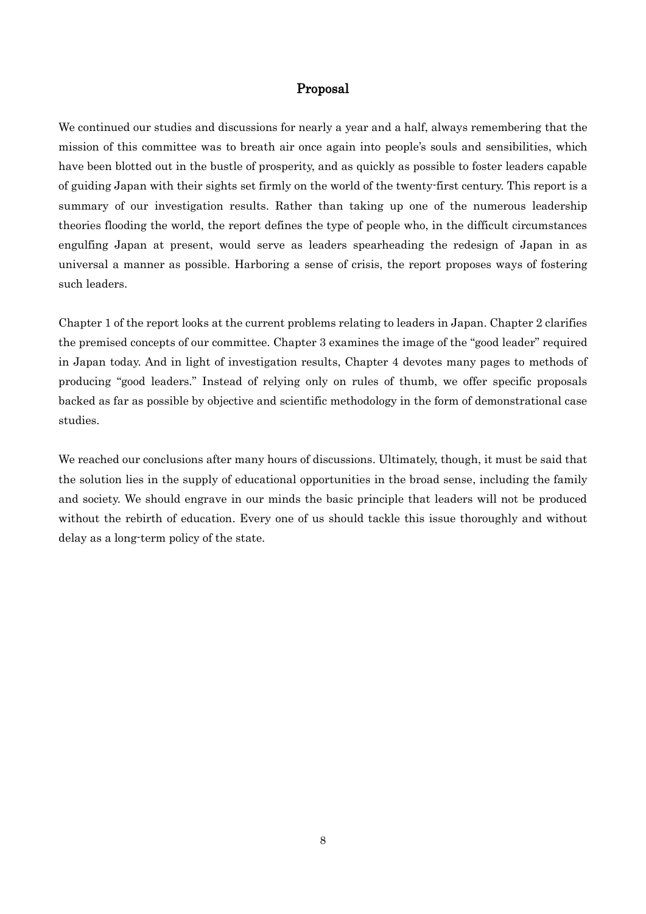# Proposal

We continued our studies and discussions for nearly a year and a half, always remembering that the mission of this committee was to breath air once again into people's souls and sensibilities, which have been blotted out in the bustle of prosperity, and as quickly as possible to foster leaders capable of guiding Japan with their sights set firmly on the world of the twenty-first century. This report is a summary of our investigation results. Rather than taking up one of the numerous leadership theories flooding the world, the report defines the type of people who, in the difficult circumstances engulfing Japan at present, would serve as leaders spearheading the redesign of Japan in as universal a manner as possible. Harboring a sense of crisis, the report proposes ways of fostering such leaders.

Chapter 1 of the report looks at the current problems relating to leaders in Japan. Chapter 2 clarifies the premised concepts of our committee. Chapter 3 examines the image of the "good leader" required in Japan today. And in light of investigation results, Chapter 4 devotes many pages to methods of producing "good leaders." Instead of relying only on rules of thumb, we offer specific proposals backed as far as possible by objective and scientific methodology in the form of demonstrational case studies.

We reached our conclusions after many hours of discussions. Ultimately, though, it must be said that the solution lies in the supply of educational opportunities in the broad sense, including the family and society. We should engrave in our minds the basic principle that leaders will not be produced without the rebirth of education. Every one of us should tackle this issue thoroughly and without delay as a long-term policy of the state.